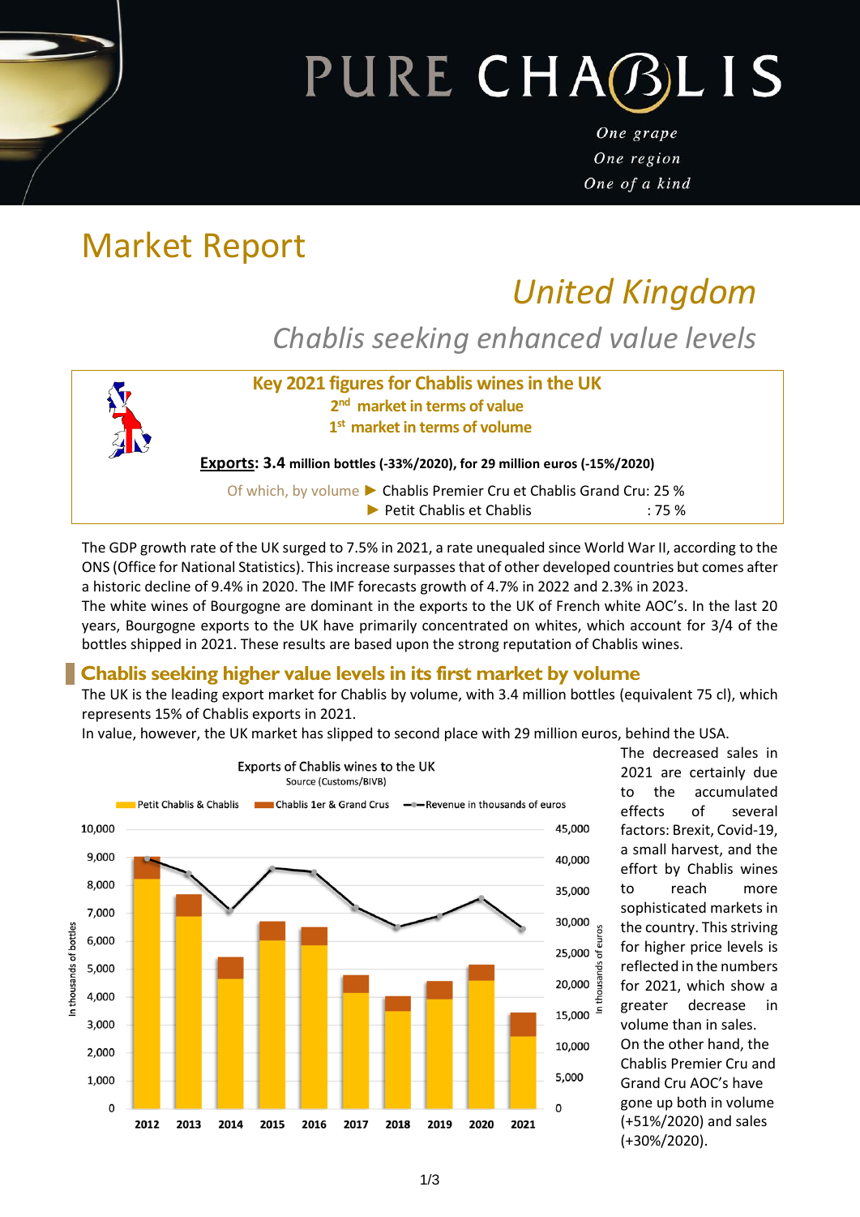# PURE CHABLIS

*One grape*
*One region*
*One of a kind*

# Market Report

## *United Kingdom*

## *Chablis seeking enhanced value levels*

**Key 2021 figures for Chablis wines in the UK**
**2nd market in terms of value**
**1st market in terms of volume**

**Exports: 3.4 million bottles (-33%/2020), for 29 million euros (-15%/2020)**

Of which, by volume ► Chablis Premier Cru et Chablis Grand Cru: 25 %
► Petit Chablis et Chablis : 75 %

The GDP growth rate of the UK surged to 7.5% in 2021, a rate unequaled since World War II, according to the ONS (Office for National Statistics). This increase surpasses that of other developed countries but comes after a historic decline of 9.4% in 2020. The IMF forecasts growth of 4.7% in 2022 and 2.3% in 2023.
The white wines of Bourgogne are dominant in the exports to the UK of French white AOC's. In the last 20 years, Bourgogne exports to the UK have primarily concentrated on whites, which account for 3/4 of the bottles shipped in 2021. These results are based upon the strong reputation of Chablis wines.

## Chablis seeking higher value levels in its first market by volume

The UK is the leading export market for Chablis by volume, with 3.4 million bottles (equivalent 75 cl), which represents 15% of Chablis exports in 2021.
In value, however, the UK market has slipped to second place with 29 million euros, behind the USA.

Exports of Chablis wines to the UK
Source (Customs/BIVB)

Legend: Petit Chablis & Chablis; Chablis 1er & Grand Crus; Revenue in thousands of euros
Left axis: In thousands of bottles (0–10,000); Right axis: In thousands of euros (0–45,000)
Years: 2012, 2013, 2014, 2015, 2016, 2017, 2018, 2019, 2020, 2021

The decreased sales in 2021 are certainly due to the accumulated effects of several factors: Brexit, Covid-19, a small harvest, and the effort by Chablis wines to reach more sophisticated markets in the country. This striving for higher price levels is reflected in the numbers for 2021, which show a greater decrease in volume than in sales.
On the other hand, the Chablis Premier Cru and Grand Cru AOC's have gone up both in volume (+51%/2020) and sales (+30%/2020).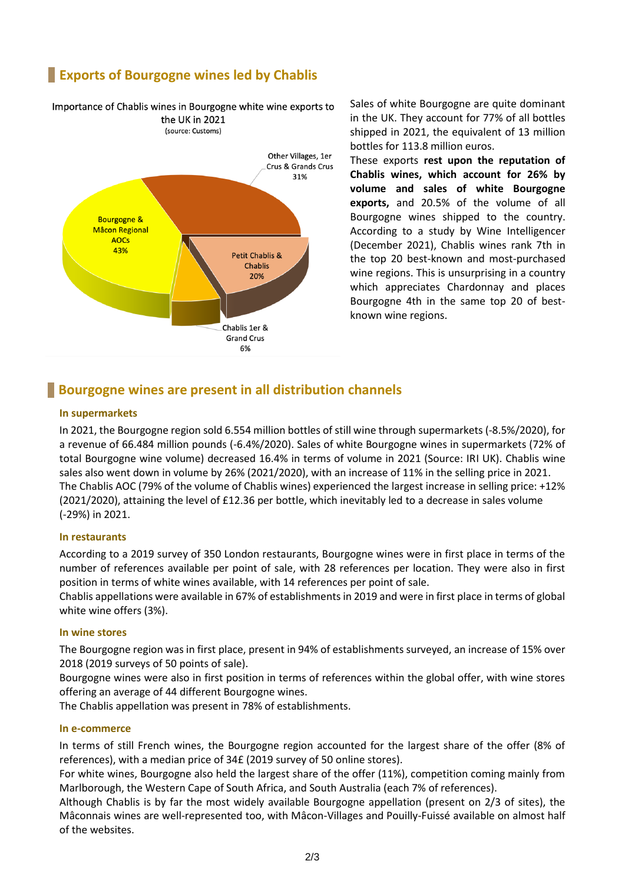## Exports of Bourgogne wines led by Chablis

Importance of Chablis wines in Bourgogne white wine exports to the UK in 2021
(source: Customs)

- Other Villages, 1er Crus & Grands Crus 31%
- Bourgogne & Mâcon Regional AOCs 43%
- Petit Chablis & Chablis 20%
- Chablis 1er & Grand Crus 6%

Sales of white Bourgogne are quite dominant in the UK. They account for 77% of all bottles shipped in 2021, the equivalent of 13 million bottles for 113.8 million euros.

These exports **rest upon the reputation of Chablis wines, which account for 26% by volume and sales of white Bourgogne exports,** and 20.5% of the volume of all Bourgogne wines shipped to the country. According to a study by Wine Intelligencer (December 2021), Chablis wines rank 7th in the top 20 best-known and most-purchased wine regions. This is unsurprising in a country which appreciates Chardonnay and places Bourgogne 4th in the same top 20 of best-known wine regions.

## Bourgogne wines are present in all distribution channels

### In supermarkets

In 2021, the Bourgogne region sold 6.554 million bottles of still wine through supermarkets (-8.5%/2020), for a revenue of 66.484 million pounds (-6.4%/2020). Sales of white Bourgogne wines in supermarkets (72% of total Bourgogne wine volume) decreased 16.4% in terms of volume in 2021 (Source: IRI UK). Chablis wine sales also went down in volume by 26% (2021/2020), with an increase of 11% in the selling price in 2021.
The Chablis AOC (79% of the volume of Chablis wines) experienced the largest increase in selling price: +12% (2021/2020), attaining the level of £12.36 per bottle, which inevitably led to a decrease in sales volume (-29%) in 2021.

### In restaurants

According to a 2019 survey of 350 London restaurants, Bourgogne wines were in first place in terms of the number of references available per point of sale, with 28 references per location. They were also in first position in terms of white wines available, with 14 references per point of sale.
Chablis appellations were available in 67% of establishments in 2019 and were in first place in terms of global white wine offers (3%).

### In wine stores

The Bourgogne region was in first place, present in 94% of establishments surveyed, an increase of 15% over 2018 (2019 surveys of 50 points of sale).
Bourgogne wines were also in first position in terms of references within the global offer, with wine stores offering an average of 44 different Bourgogne wines.
The Chablis appellation was present in 78% of establishments.

### In e-commerce

In terms of still French wines, the Bourgogne region accounted for the largest share of the offer (8% of references), with a median price of 34£ (2019 survey of 50 online stores).
For white wines, Bourgogne also held the largest share of the offer (11%), competition coming mainly from Marlborough, the Western Cape of South Africa, and South Australia (each 7% of references).
Although Chablis is by far the most widely available Bourgogne appellation (present on 2/3 of sites), the Mâconnais wines are well-represented too, with Mâcon-Villages and Pouilly-Fuissé available on almost half of the websites.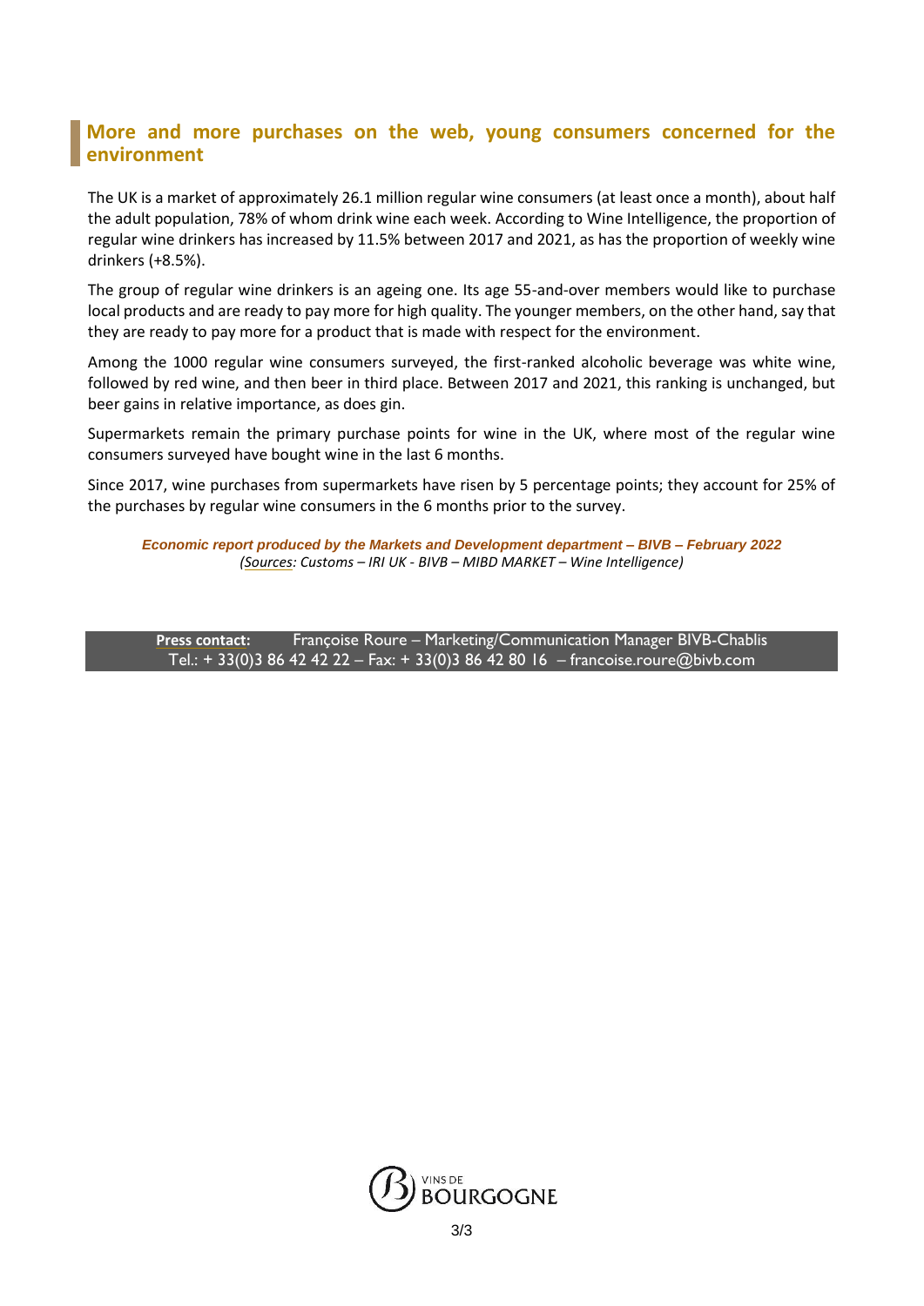## More and more purchases on the web, young consumers concerned for the environment

The UK is a market of approximately 26.1 million regular wine consumers (at least once a month), about half the adult population, 78% of whom drink wine each week. According to Wine Intelligence, the proportion of regular wine drinkers has increased by 11.5% between 2017 and 2021, as has the proportion of weekly wine drinkers (+8.5%).

The group of regular wine drinkers is an ageing one. Its age 55-and-over members would like to purchase local products and are ready to pay more for high quality. The younger members, on the other hand, say that they are ready to pay more for a product that is made with respect for the environment.

Among the 1000 regular wine consumers surveyed, the first-ranked alcoholic beverage was white wine, followed by red wine, and then beer in third place. Between 2017 and 2021, this ranking is unchanged, but beer gains in relative importance, as does gin.

Supermarkets remain the primary purchase points for wine in the UK, where most of the regular wine consumers surveyed have bought wine in the last 6 months.

Since 2017, wine purchases from supermarkets have risen by 5 percentage points; they account for 25% of the purchases by regular wine consumers in the 6 months prior to the survey.

***Economic report produced by the Markets and Development department – BIVB – February 2022***
*(Sources: Customs – IRI UK - BIVB – MIBD MARKET – Wine Intelligence)*

**Press contact:** Françoise Roure – Marketing/Communication Manager BIVB-Chablis
Tel.: + 33(0)3 86 42 42 22 – Fax: + 33(0)3 86 42 80 16 – francoise.roure@bivb.com

VINS DE BOURGOGNE